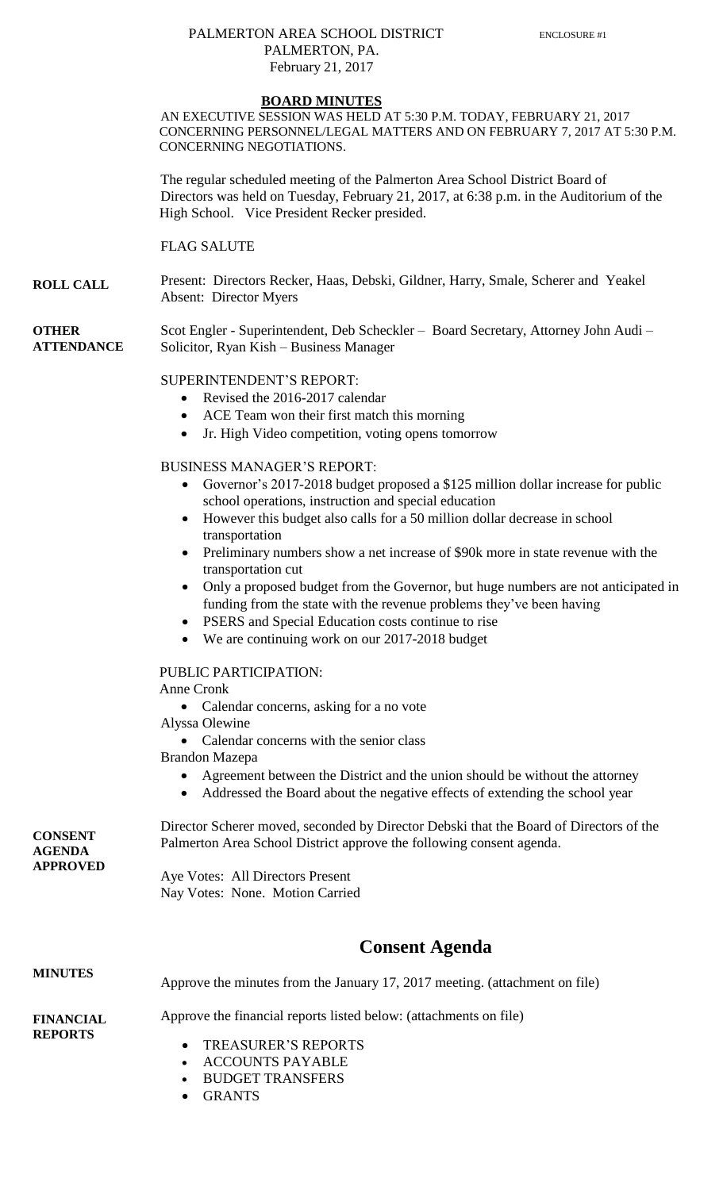PALMERTON AREA SCHOOL DISTRICT
PALMERTON, PA.
February 21, 2017

ENCLOSURE #1

**BOARD MINUTES**

AN EXECUTIVE SESSION WAS HELD AT 5:30 P.M. TODAY, FEBRUARY 21, 2017 CONCERNING PERSONNEL/LEGAL MATTERS AND ON FEBRUARY 7, 2017 AT 5:30 P.M. CONCERNING NEGOTIATIONS.

The regular scheduled meeting of the Palmerton Area School District Board of Directors was held on Tuesday, February 21, 2017, at 6:38 p.m. in the Auditorium of the High School. Vice President Recker presided.

FLAG SALUTE

**ROLL CALL**

Present: Directors Recker, Haas, Debski, Gildner, Harry, Smale, Scherer and Yeakel
Absent: Director Myers

**OTHER ATTENDANCE**

Scot Engler - Superintendent, Deb Scheckler – Board Secretary, Attorney John Audi – Solicitor, Ryan Kish – Business Manager

SUPERINTENDENT'S REPORT:

- Revised the 2016-2017 calendar
- ACE Team won their first match this morning
- Jr. High Video competition, voting opens tomorrow

BUSINESS MANAGER'S REPORT:

- Governor's 2017-2018 budget proposed a \$125 million dollar increase for public school operations, instruction and special education
- However this budget also calls for a 50 million dollar decrease in school transportation
- Preliminary numbers show a net increase of \$90k more in state revenue with the transportation cut
- Only a proposed budget from the Governor, but huge numbers are not anticipated in funding from the state with the revenue problems they've been having
- PSERS and Special Education costs continue to rise
- We are continuing work on our 2017-2018 budget

PUBLIC PARTICIPATION:

Anne Cronk

- Calendar concerns, asking for a no vote

Alyssa Olewine

- Calendar concerns with the senior class

Brandon Mazepa

- Agreement between the District and the union should be without the attorney
- Addressed the Board about the negative effects of extending the school year

**CONSENT AGENDA APPROVED**

Director Scherer moved, seconded by Director Debski that the Board of Directors of the Palmerton Area School District approve the following consent agenda.

Aye Votes: All Directors Present
Nay Votes: None. Motion Carried

# Consent Agenda

**MINUTES**

Approve the minutes from the January 17, 2017 meeting. (attachment on file)

**FINANCIAL REPORTS**

Approve the financial reports listed below: (attachments on file)

- TREASURER'S REPORTS
- ACCOUNTS PAYABLE
- BUDGET TRANSFERS
- GRANTS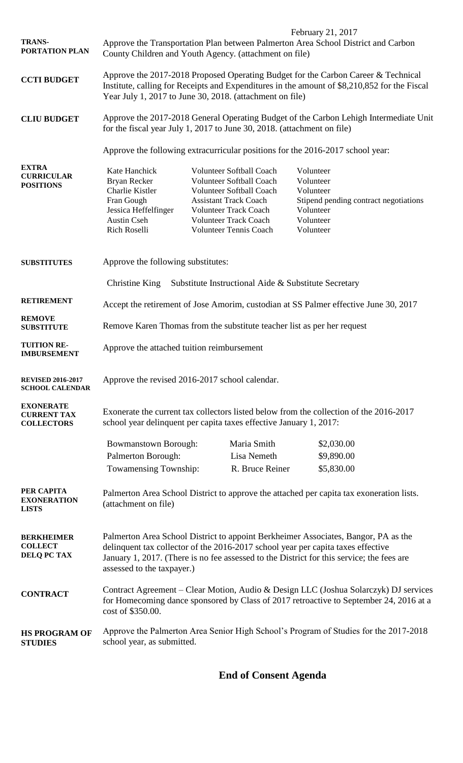February 21, 2017

**TRANS-PORTATION PLAN** Approve the Transportation Plan between Palmerton Area School District and Carbon County Children and Youth Agency. (attachment on file)

**CCTI BUDGET** Approve the 2017-2018 Proposed Operating Budget for the Carbon Career & Technical Institute, calling for Receipts and Expenditures in the amount of $8,210,852 for the Fiscal Year July 1, 2017 to June 30, 2018. (attachment on file)

**CLIU BUDGET** Approve the 2017-2018 General Operating Budget of the Carbon Lehigh Intermediate Unit for the fiscal year July 1, 2017 to June 30, 2018. (attachment on file)

**EXTRA CURRICULAR POSITIONS** Approve the following extracurricular positions for the 2016-2017 school year:

| | | |
|---|---|---|
| Kate Hanchick | Volunteer Softball Coach | Volunteer |
| Bryan Recker | Volunteer Softball Coach | Volunteer |
| Charlie Kistler | Volunteer Softball Coach | Volunteer |
| Fran Gough | Assistant Track Coach | Stipend pending contract negotiations |
| Jessica Heffelfinger | Volunteer Track Coach | Volunteer |
| Austin Cseh | Volunteer Track Coach | Volunteer |
| Rich Roselli | Volunteer Tennis Coach | Volunteer |

**SUBSTITUTES** Approve the following substitutes:

Christine King   Substitute Instructional Aide & Substitute Secretary

**RETIREMENT** Accept the retirement of Jose Amorim, custodian at SS Palmer effective June 30, 2017

**REMOVE SUBSTITUTE** Remove Karen Thomas from the substitute teacher list as per her request

**TUITION RE-IMBURSEMENT** Approve the attached tuition reimbursement

**REVISED 2016-2017 SCHOOL CALENDAR** Approve the revised 2016-2017 school calendar.

**EXONERATE CURRENT TAX COLLECTORS** Exonerate the current tax collectors listed below from the collection of the 2016-2017 school year delinquent per capita taxes effective January 1, 2017:

| | | |
|---|---|---|
| Bowmanstown Borough: | Maria Smith | $2,030.00 |
| Palmerton Borough: | Lisa Nemeth | $9,890.00 |
| Towamensing Township: | R. Bruce Reiner | $5,830.00 |

**PER CAPITA EXONERATION LISTS** Palmerton Area School District to approve the attached per capita tax exoneration lists. (attachment on file)

**BERKHEIMER COLLECT DELQ PC TAX** Palmerton Area School District to appoint Berkheimer Associates, Bangor, PA as the delinquent tax collector of the 2016-2017 school year per capita taxes effective January 1, 2017. (There is no fee assessed to the District for this service; the fees are assessed to the taxpayer.)

**CONTRACT** Contract Agreement – Clear Motion, Audio & Design LLC (Joshua Solarczyk) DJ services for Homecoming dance sponsored by Class of 2017 retroactive to September 24, 2016 at a cost of $350.00.

**HS PROGRAM OF STUDIES** Approve the Palmerton Area Senior High School's Program of Studies for the 2017-2018 school year, as submitted.

## End of Consent Agenda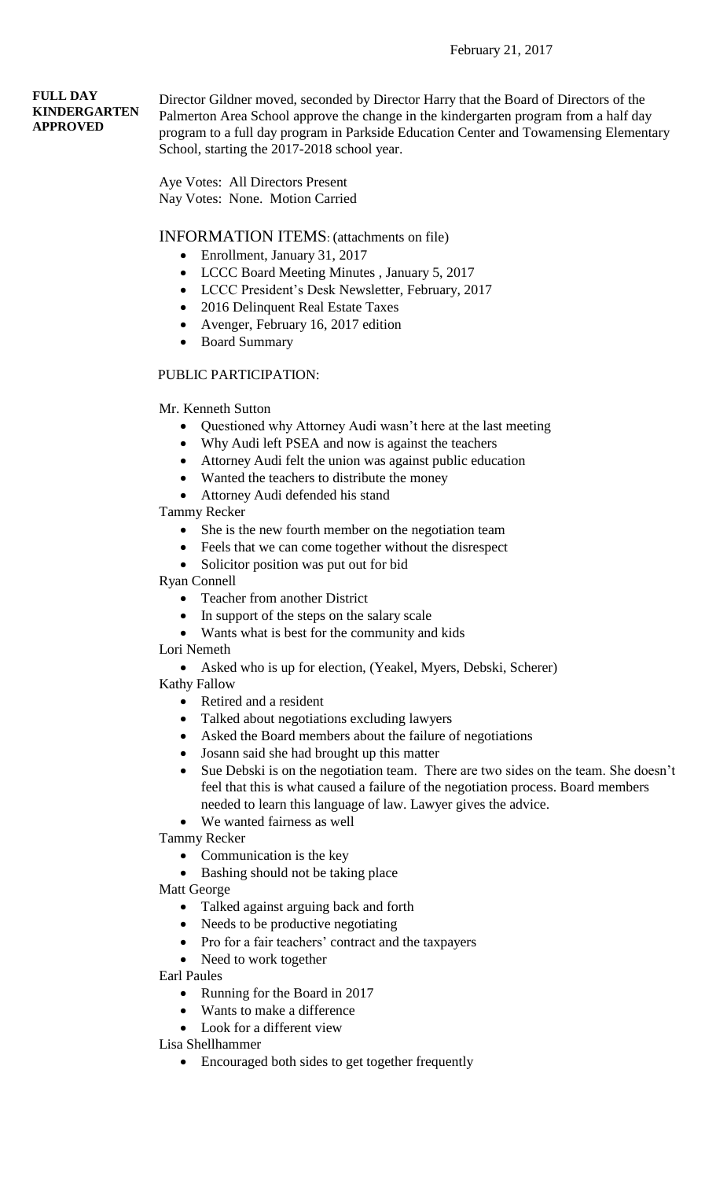February 21, 2017

**FULL DAY KINDERGARTEN APPROVED**

Director Gildner moved, seconded by Director Harry that the Board of Directors of the Palmerton Area School approve the change in the kindergarten program from a half day program to a full day program in Parkside Education Center and Towamensing Elementary School, starting the 2017-2018 school year.

Aye Votes: All Directors Present
Nay Votes: None. Motion Carried

INFORMATION ITEMS: (attachments on file)

- Enrollment, January 31, 2017
- LCCC Board Meeting Minutes , January 5, 2017
- LCCC President's Desk Newsletter, February, 2017
- 2016 Delinquent Real Estate Taxes
- Avenger, February 16, 2017 edition
- Board Summary

PUBLIC PARTICIPATION:

Mr. Kenneth Sutton

- Questioned why Attorney Audi wasn't here at the last meeting
- Why Audi left PSEA and now is against the teachers
- Attorney Audi felt the union was against public education
- Wanted the teachers to distribute the money
- Attorney Audi defended his stand

Tammy Recker

- She is the new fourth member on the negotiation team
- Feels that we can come together without the disrespect
- Solicitor position was put out for bid

Ryan Connell

- Teacher from another District
- In support of the steps on the salary scale
- Wants what is best for the community and kids

Lori Nemeth

- Asked who is up for election, (Yeakel, Myers, Debski, Scherer)

Kathy Fallow

- Retired and a resident
- Talked about negotiations excluding lawyers
- Asked the Board members about the failure of negotiations
- Josann said she had brought up this matter
- Sue Debski is on the negotiation team. There are two sides on the team. She doesn't feel that this is what caused a failure of the negotiation process. Board members needed to learn this language of law. Lawyer gives the advice.
- We wanted fairness as well

Tammy Recker

- Communication is the key
- Bashing should not be taking place

Matt George

- Talked against arguing back and forth
- Needs to be productive negotiating
- Pro for a fair teachers' contract and the taxpayers
- Need to work together

Earl Paules

- Running for the Board in 2017
- Wants to make a difference
- Look for a different view

Lisa Shellhammer

- Encouraged both sides to get together frequently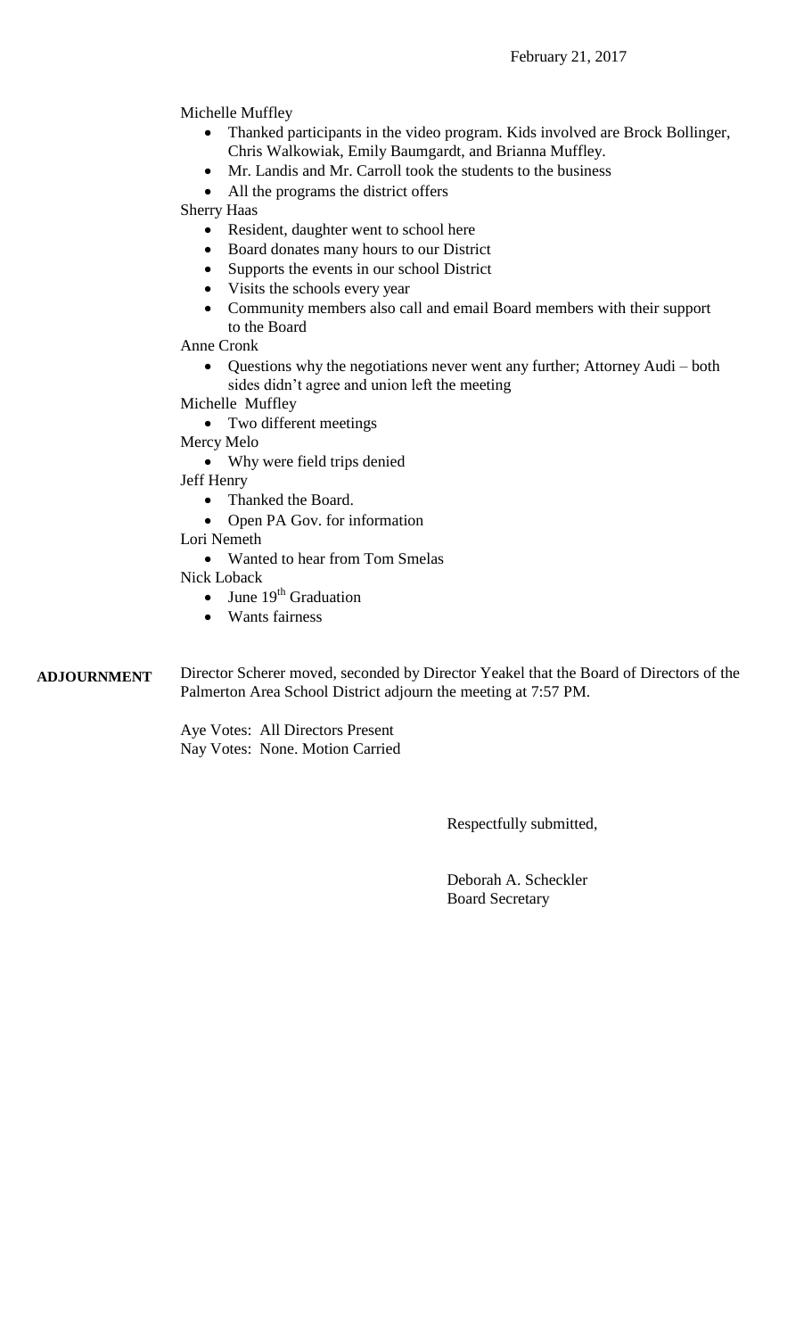February 21, 2017

Michelle Muffley

- Thanked participants in the video program. Kids involved are Brock Bollinger, Chris Walkowiak, Emily Baumgardt, and Brianna Muffley.
- Mr. Landis and Mr. Carroll took the students to the business
- All the programs the district offers

Sherry Haas

- Resident, daughter went to school here
- Board donates many hours to our District
- Supports the events in our school District
- Visits the schools every year
- Community members also call and email Board members with their support to the Board

Anne Cronk

- Questions why the negotiations never went any further; Attorney Audi – both sides didn't agree and union left the meeting

Michelle Muffley

- Two different meetings

Mercy Melo

- Why were field trips denied

Jeff Henry

- Thanked the Board.
- Open PA Gov. for information

Lori Nemeth

- Wanted to hear from Tom Smelas

Nick Loback

- June 19th Graduation
- Wants fairness

**ADJOURNMENT** Director Scherer moved, seconded by Director Yeakel that the Board of Directors of the Palmerton Area School District adjourn the meeting at 7:57 PM.

Aye Votes: All Directors Present
Nay Votes: None. Motion Carried

Respectfully submitted,

Deborah A. Scheckler
Board Secretary